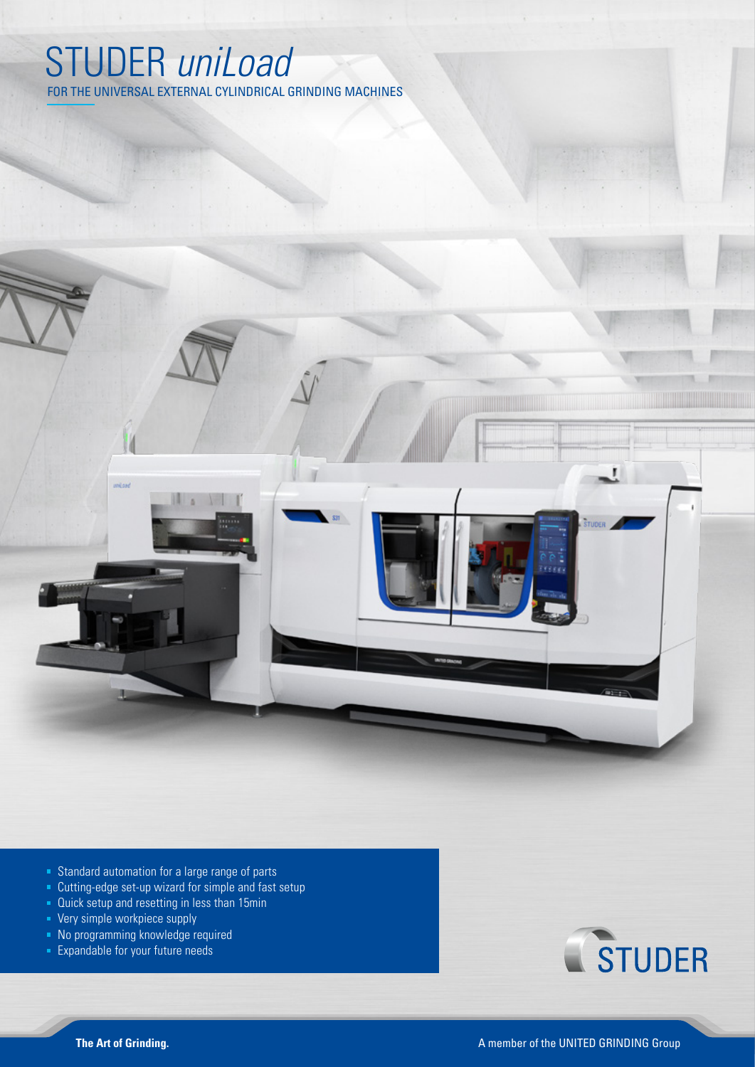# STUDER *uniLoad*

FOR THE UNIVERSAL EXTERNAL CYLINDRICAL GRINDING MACHINES

- Standard automation for a large range of parts
- Cutting-edge set-up wizard for simple and fast setup
- Quick setup and resetting in less than 15min
- Very simple workpiece supply
- No programming knowledge required
- Expandable for your future needs

STUDER

**The Art of Grinding.**

A member of the UNITED GRINDING Group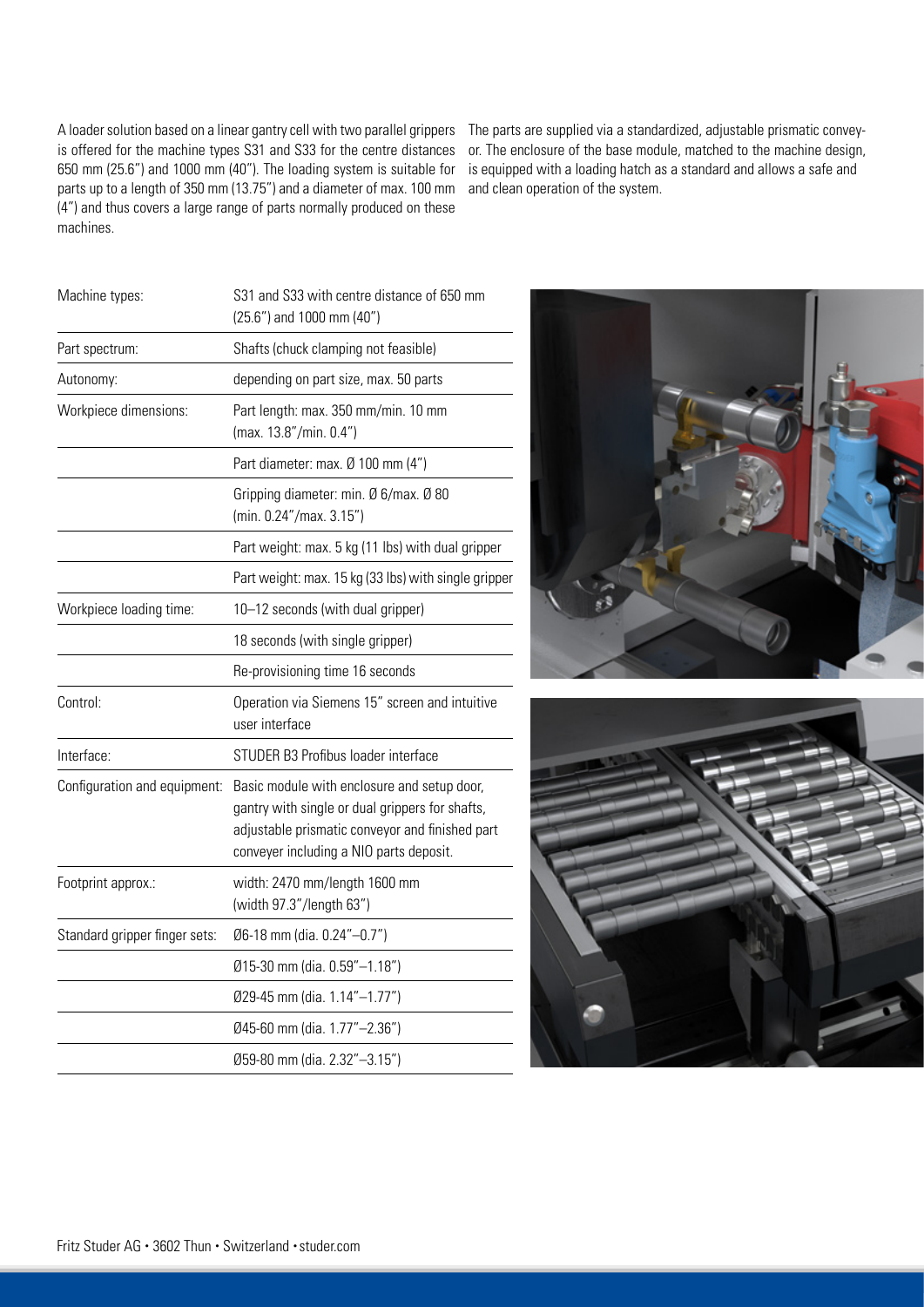A loader solution based on a linear gantry cell with two parallel grippers is offered for the machine types S31 and S33 for the centre distances 650 mm (25.6") and 1000 mm (40"). The loading system is suitable for parts up to a length of 350 mm (13.75") and a diameter of max. 100 mm (4") and thus covers a large range of parts normally produced on these machines.

The parts are supplied via a standardized, adjustable prismatic conveyor. The enclosure of the base module, matched to the machine design, is equipped with a loading hatch as a standard and allows a safe and clean operation of the system.

| | |
|---|---|
| Machine types: | S31 and S33 with centre distance of 650 mm (25.6") and 1000 mm (40") |
| Part spectrum: | Shafts (chuck clamping not feasible) |
| Autonomy: | depending on part size, max. 50 parts |
| Workpiece dimensions: | Part length: max. 350 mm/min. 10 mm (max. 13.8"/min. 0.4") |
| | Part diameter: max. Ø 100 mm (4") |
| | Gripping diameter: min. Ø 6/max. Ø 80 (min. 0.24"/max. 3.15") |
| | Part weight: max. 5 kg (11 lbs) with dual gripper |
| | Part weight: max. 15 kg (33 lbs) with single gripper |
| Workpiece loading time: | 10–12 seconds (with dual gripper) |
| | 18 seconds (with single gripper) |
| | Re-provisioning time 16 seconds |
| Control: | Operation via Siemens 15" screen and intuitive user interface |
| Interface: | STUDER B3 Profibus loader interface |
| Configuration and equipment: | Basic module with enclosure and setup door, gantry with single or dual grippers for shafts, adjustable prismatic conveyor and finished part conveyer including a NIO parts deposit. |
| Footprint approx.: | width: 2470 mm/length 1600 mm (width 97.3"/length 63") |
| Standard gripper finger sets: | Ø6-18 mm (dia. 0.24"–0.7") |
| | Ø15-30 mm (dia. 0.59"–1.18") |
| | Ø29-45 mm (dia. 1.14"–1.77") |
| | Ø45-60 mm (dia. 1.77"–2.36") |
| | Ø59-80 mm (dia. 2.32"–3.15") |

Fritz Studer AG • 3602 Thun • Switzerland • studer.com